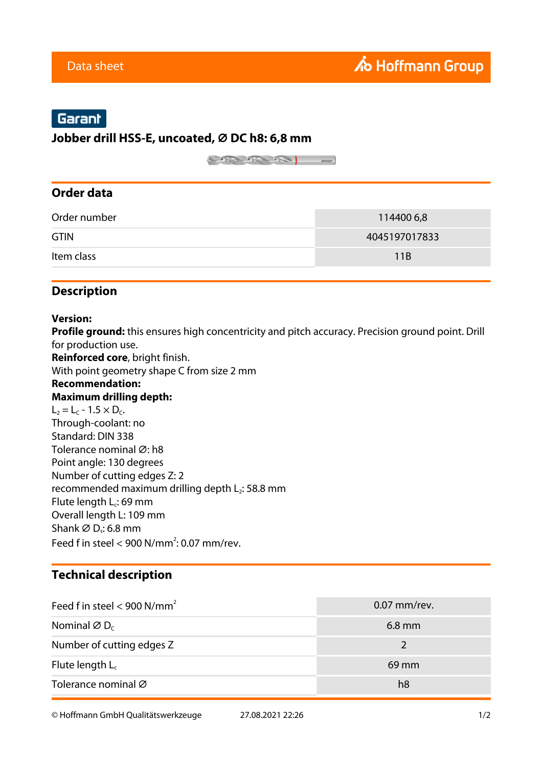Data sheet

Hoffmann Group

Garant

# Jobber drill HSS-E, uncoated, Ø DC h8: 6,8 mm

## Order data

| Order number | 114400 6,8 |
|---|---|
| GTIN | 4045197017833 |
| Item class | 11B |

## Description

**Version:**
**Profile ground:** this ensures high concentricity and pitch accuracy. Precision ground point. Drill for production use.
**Reinforced core**, bright finish.
With point geometry shape C from size 2 mm
**Recommendation:**
**Maximum drilling depth:**
$L_2 = L_C - 1.5 \times D_C$.
Through-coolant: no
Standard: DIN 338
Tolerance nominal Ø: h8
Point angle: 130 degrees
Number of cutting edges Z: 2
recommended maximum drilling depth $L_2$: 58.8 mm
Flute length $L_c$: 69 mm
Overall length L: 109 mm
Shank Ø $D_s$: 6.8 mm
Feed f in steel < 900 N/mm$^2$: 0.07 mm/rev.

## Technical description

| Feed f in steel < 900 N/mm$^2$ | 0.07 mm/rev. |
|---|---|
| Nominal Ø $D_C$ | 6.8 mm |
| Number of cutting edges Z | 2 |
| Flute length $L_c$ | 69 mm |
| Tolerance nominal Ø | h8 |

© Hoffmann GmbH Qualitätswerkzeuge 27.08.2021 22:26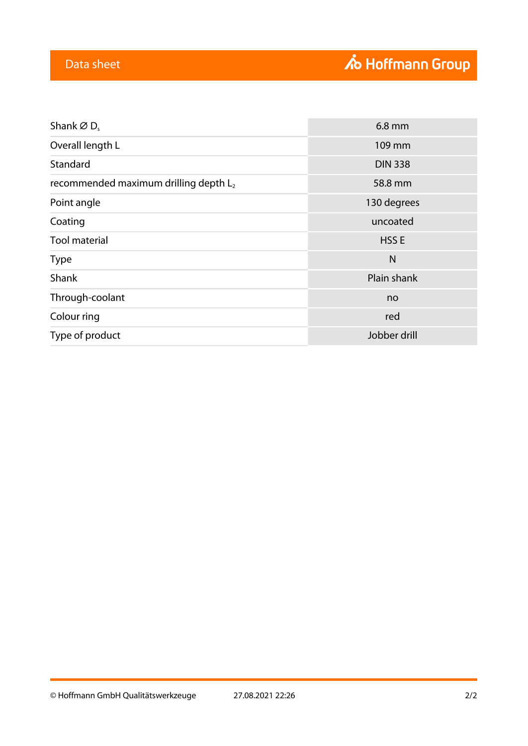| | |
|---|---|
| Shank Ø $D_s$ | 6.8 mm |
| Overall length L | 109 mm |
| Standard | DIN 338 |
| recommended maximum drilling depth $L_2$ | 58.8 mm |
| Point angle | 130 degrees |
| Coating | uncoated |
| Tool material | HSS E |
| Type | N |
| Shank | Plain shank |
| Through-coolant | no |
| Colour ring | red |
| Type of product | Jobber drill |